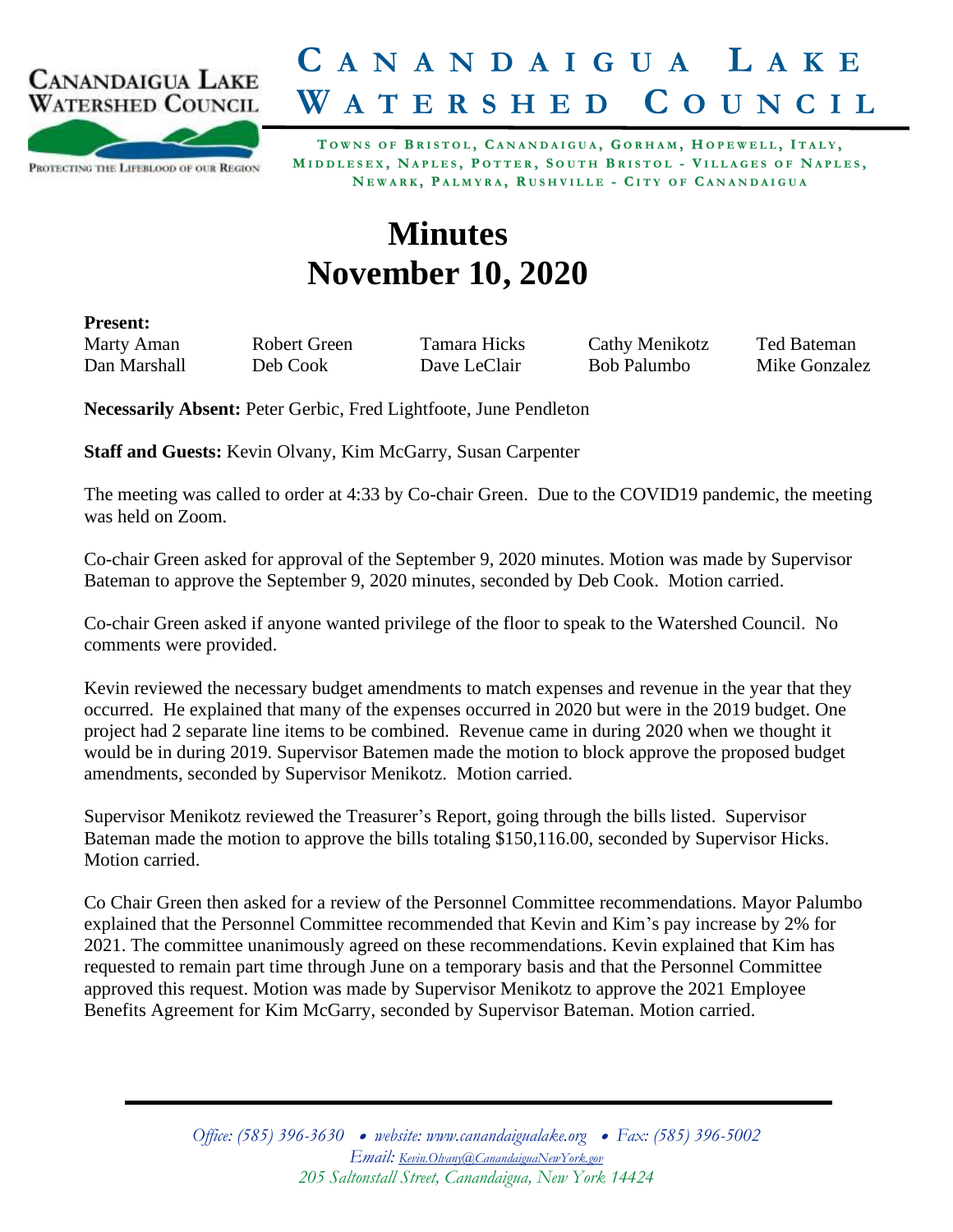# Canandaigua Lake Watershed Council

**Towns of Bristol, Canandaigua, Gorham, Hopewell, Italy, Middlesex, Naples, Potter, South Bristol - Villages of Naples, Newark, Palmyra, Rushville - City of Canandaigua**

# Minutes
# November 10, 2020

**Present:**

| | | | | |
|---|---|---|---|---|
| Marty Aman | Robert Green | Tamara Hicks | Cathy Menikotz | Ted Bateman |
| Dan Marshall | Deb Cook | Dave LeClair | Bob Palumbo | Mike Gonzalez |

**Necessarily Absent:** Peter Gerbic, Fred Lightfoote, June Pendleton

**Staff and Guests:** Kevin Olvany, Kim McGarry, Susan Carpenter

The meeting was called to order at 4:33 by Co-chair Green. Due to the COVID19 pandemic, the meeting was held on Zoom.

Co-chair Green asked for approval of the September 9, 2020 minutes. Motion was made by Supervisor Bateman to approve the September 9, 2020 minutes, seconded by Deb Cook. Motion carried.

Co-chair Green asked if anyone wanted privilege of the floor to speak to the Watershed Council. No comments were provided.

Kevin reviewed the necessary budget amendments to match expenses and revenue in the year that they occurred. He explained that many of the expenses occurred in 2020 but were in the 2019 budget. One project had 2 separate line items to be combined. Revenue came in during 2020 when we thought it would be in during 2019. Supervisor Batemen made the motion to block approve the proposed budget amendments, seconded by Supervisor Menikotz. Motion carried.

Supervisor Menikotz reviewed the Treasurer's Report, going through the bills listed. Supervisor Bateman made the motion to approve the bills totaling $150,116.00, seconded by Supervisor Hicks. Motion carried.

Co Chair Green then asked for a review of the Personnel Committee recommendations. Mayor Palumbo explained that the Personnel Committee recommended that Kevin and Kim's pay increase by 2% for 2021. The committee unanimously agreed on these recommendations. Kevin explained that Kim has requested to remain part time through June on a temporary basis and that the Personnel Committee approved this request. Motion was made by Supervisor Menikotz to approve the 2021 Employee Benefits Agreement for Kim McGarry, seconded by Supervisor Bateman. Motion carried.

*Office: (585) 396-3630 • website: www.canandaigualake.org • Fax: (585) 396-5002*
*Email: Kevin.Olvany@CanandaiguaNewYork.gov*
*205 Saltonstall Street, Canandaigua, New York 14424*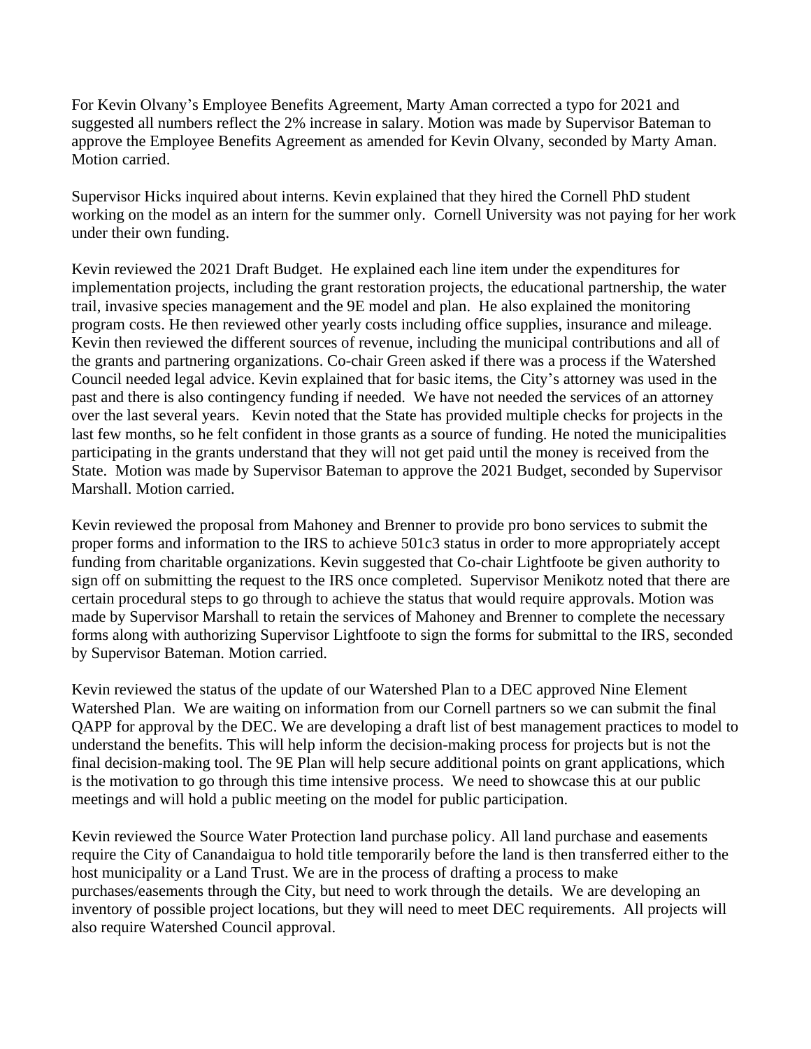For Kevin Olvany's Employee Benefits Agreement, Marty Aman corrected a typo for 2021 and suggested all numbers reflect the 2% increase in salary. Motion was made by Supervisor Bateman to approve the Employee Benefits Agreement as amended for Kevin Olvany, seconded by Marty Aman. Motion carried.

Supervisor Hicks inquired about interns. Kevin explained that they hired the Cornell PhD student working on the model as an intern for the summer only. Cornell University was not paying for her work under their own funding.

Kevin reviewed the 2021 Draft Budget. He explained each line item under the expenditures for implementation projects, including the grant restoration projects, the educational partnership, the water trail, invasive species management and the 9E model and plan. He also explained the monitoring program costs. He then reviewed other yearly costs including office supplies, insurance and mileage. Kevin then reviewed the different sources of revenue, including the municipal contributions and all of the grants and partnering organizations. Co-chair Green asked if there was a process if the Watershed Council needed legal advice. Kevin explained that for basic items, the City's attorney was used in the past and there is also contingency funding if needed. We have not needed the services of an attorney over the last several years. Kevin noted that the State has provided multiple checks for projects in the last few months, so he felt confident in those grants as a source of funding. He noted the municipalities participating in the grants understand that they will not get paid until the money is received from the State. Motion was made by Supervisor Bateman to approve the 2021 Budget, seconded by Supervisor Marshall. Motion carried.

Kevin reviewed the proposal from Mahoney and Brenner to provide pro bono services to submit the proper forms and information to the IRS to achieve 501c3 status in order to more appropriately accept funding from charitable organizations. Kevin suggested that Co-chair Lightfoote be given authority to sign off on submitting the request to the IRS once completed. Supervisor Menikotz noted that there are certain procedural steps to go through to achieve the status that would require approvals. Motion was made by Supervisor Marshall to retain the services of Mahoney and Brenner to complete the necessary forms along with authorizing Supervisor Lightfoote to sign the forms for submittal to the IRS, seconded by Supervisor Bateman. Motion carried.

Kevin reviewed the status of the update of our Watershed Plan to a DEC approved Nine Element Watershed Plan. We are waiting on information from our Cornell partners so we can submit the final QAPP for approval by the DEC. We are developing a draft list of best management practices to model to understand the benefits. This will help inform the decision-making process for projects but is not the final decision-making tool. The 9E Plan will help secure additional points on grant applications, which is the motivation to go through this time intensive process. We need to showcase this at our public meetings and will hold a public meeting on the model for public participation.

Kevin reviewed the Source Water Protection land purchase policy. All land purchase and easements require the City of Canandaigua to hold title temporarily before the land is then transferred either to the host municipality or a Land Trust. We are in the process of drafting a process to make purchases/easements through the City, but need to work through the details. We are developing an inventory of possible project locations, but they will need to meet DEC requirements. All projects will also require Watershed Council approval.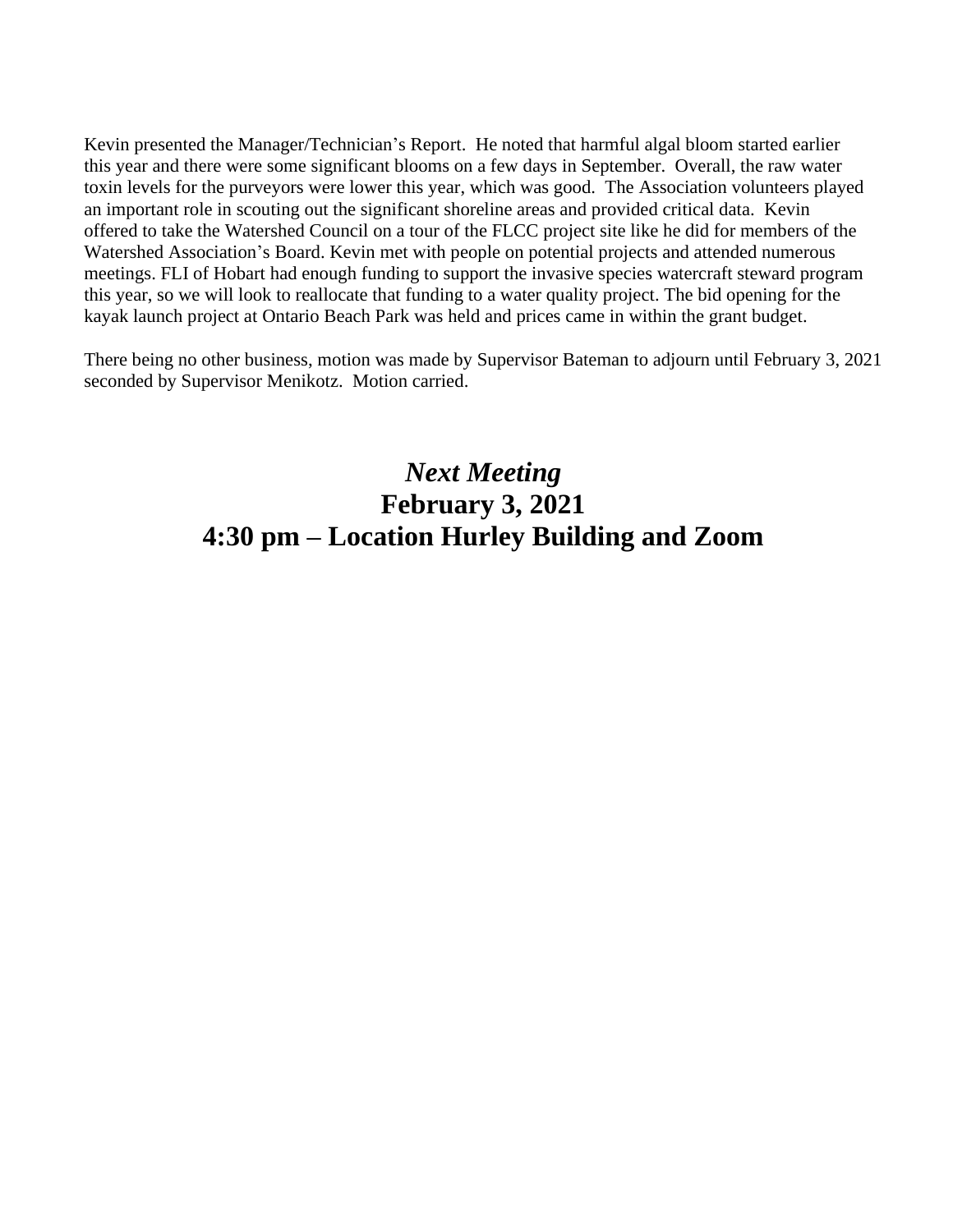Kevin presented the Manager/Technician's Report. He noted that harmful algal bloom started earlier this year and there were some significant blooms on a few days in September. Overall, the raw water toxin levels for the purveyors were lower this year, which was good. The Association volunteers played an important role in scouting out the significant shoreline areas and provided critical data. Kevin offered to take the Watershed Council on a tour of the FLCC project site like he did for members of the Watershed Association's Board. Kevin met with people on potential projects and attended numerous meetings. FLI of Hobart had enough funding to support the invasive species watercraft steward program this year, so we will look to reallocate that funding to a water quality project. The bid opening for the kayak launch project at Ontario Beach Park was held and prices came in within the grant budget.

There being no other business, motion was made by Supervisor Bateman to adjourn until February 3, 2021 seconded by Supervisor Menikotz. Motion carried.

***Next Meeting***
**February 3, 2021**
**4:30 pm – Location Hurley Building and Zoom**